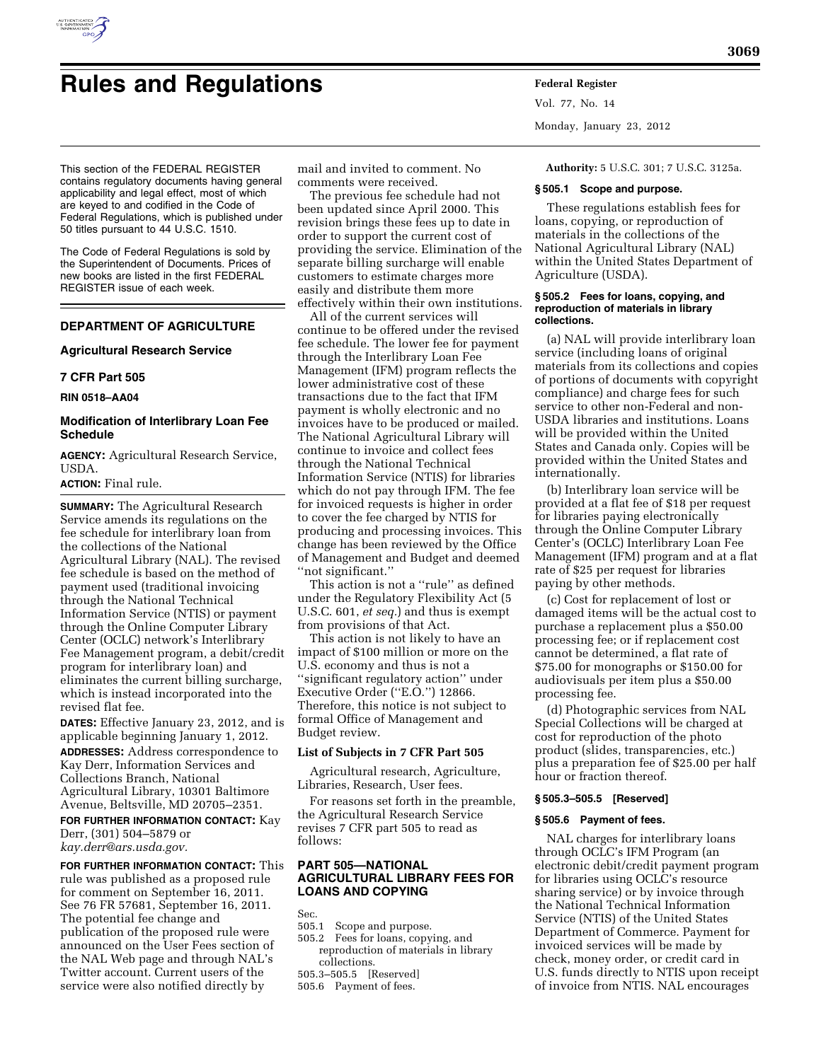# Rules and Regulations

This section of the FEDERAL REGISTER contains regulatory documents having general applicability and legal effect, most of which are keyed to and codified in the Code of Federal Regulations, which is published under 50 titles pursuant to 44 U.S.C. 1510.

The Code of Federal Regulations is sold by the Superintendent of Documents. Prices of new books are listed in the first FEDERAL REGISTER issue of each week.

## DEPARTMENT OF AGRICULTURE

### Agricultural Research Service

### 7 CFR Part 505

**RIN 0518–AA04**

### Modification of Interlibrary Loan Fee Schedule

**AGENCY:** Agricultural Research Service, USDA.

**ACTION:** Final rule.

**SUMMARY:** The Agricultural Research Service amends its regulations on the fee schedule for interlibrary loan from the collections of the National Agricultural Library (NAL). The revised fee schedule is based on the method of payment used (traditional invoicing through the National Technical Information Service (NTIS) or payment through the Online Computer Library Center (OCLC) network's Interlibrary Fee Management program, a debit/credit program for interlibrary loan) and eliminates the current billing surcharge, which is instead incorporated into the revised flat fee.

**DATES:** Effective January 23, 2012, and is applicable beginning January 1, 2012.

**ADDRESSES:** Address correspondence to Kay Derr, Information Services and Collections Branch, National Agricultural Library, 10301 Baltimore Avenue, Beltsville, MD 20705–2351.

**FOR FURTHER INFORMATION CONTACT:** Kay Derr, (301) 504–5879 or *kay.derr@ars.usda.gov.*

**FOR FURTHER INFORMATION CONTACT:** This rule was published as a proposed rule for comment on September 16, 2011. See 76 FR 57681, September 16, 2011. The potential fee change and publication of the proposed rule were announced on the User Fees section of the NAL Web page and through NAL's Twitter account. Current users of the service were also notified directly by mail and invited to comment. No comments were received.

The previous fee schedule had not been updated since April 2000. This revision brings these fees up to date in order to support the current cost of providing the service. Elimination of the separate billing surcharge will enable customers to estimate charges more easily and distribute them more effectively within their own institutions.

All of the current services will continue to be offered under the revised fee schedule. The lower fee for payment through the Interlibrary Loan Fee Management (IFM) program reflects the lower administrative cost of these transactions due to the fact that IFM payment is wholly electronic and no invoices have to be produced or mailed. The National Agricultural Library will continue to invoice and collect fees through the National Technical Information Service (NTIS) for libraries which do not pay through IFM. The fee for invoiced requests is higher in order to cover the fee charged by NTIS for producing and processing invoices. This change has been reviewed by the Office of Management and Budget and deemed ''not significant.''

This action is not a ''rule'' as defined under the Regulatory Flexibility Act (5 U.S.C. 601, *et seq.*) and thus is exempt from provisions of that Act.

This action is not likely to have an impact of $100 million or more on the U.S. economy and thus is not a ''significant regulatory action'' under Executive Order (''E.O.'') 12866. Therefore, this notice is not subject to formal Office of Management and Budget review.

**List of Subjects in 7 CFR Part 505**

Agricultural research, Agriculture, Libraries, Research, User fees.

For reasons set forth in the preamble, the Agricultural Research Service revises 7 CFR part 505 to read as follows:

## PART 505—NATIONAL AGRICULTURAL LIBRARY FEES FOR LOANS AND COPYING

Sec.
505.1 Scope and purpose.
505.2 Fees for loans, copying, and reproduction of materials in library collections.
505.3–505.5 [Reserved]
505.6 Payment of fees.

**Authority:** 5 U.S.C. 301; 7 U.S.C. 3125a.

#### § 505.1 Scope and purpose.

These regulations establish fees for loans, copying, or reproduction of materials in the collections of the National Agricultural Library (NAL) within the United States Department of Agriculture (USDA).

#### § 505.2 Fees for loans, copying, and reproduction of materials in library collections.

(a) NAL will provide interlibrary loan service (including loans of original materials from its collections and copies of portions of documents with copyright compliance) and charge fees for such service to other non-Federal and non-USDA libraries and institutions. Loans will be provided within the United States and Canada only. Copies will be provided within the United States and internationally.

(b) Interlibrary loan service will be provided at a flat fee of $18 per request for libraries paying electronically through the Online Computer Library Center's (OCLC) Interlibrary Loan Fee Management (IFM) program and at a flat rate of $25 per request for libraries paying by other methods.

(c) Cost for replacement of lost or damaged items will be the actual cost to purchase a replacement plus a $50.00 processing fee; or if replacement cost cannot be determined, a flat rate of $75.00 for monographs or $150.00 for audiovisuals per item plus a $50.00 processing fee.

(d) Photographic services from NAL Special Collections will be charged at cost for reproduction of the photo product (slides, transparencies, etc.) plus a preparation fee of $25.00 per half hour or fraction thereof.

#### § 505.3–505.5 [Reserved]

#### § 505.6 Payment of fees.

NAL charges for interlibrary loans through OCLC's IFM Program (an electronic debit/credit payment program for libraries using OCLC's resource sharing service) or by invoice through the National Technical Information Service (NTIS) of the United States Department of Commerce. Payment for invoiced services will be made by check, money order, or credit card in U.S. funds directly to NTIS upon receipt of invoice from NTIS. NAL encourages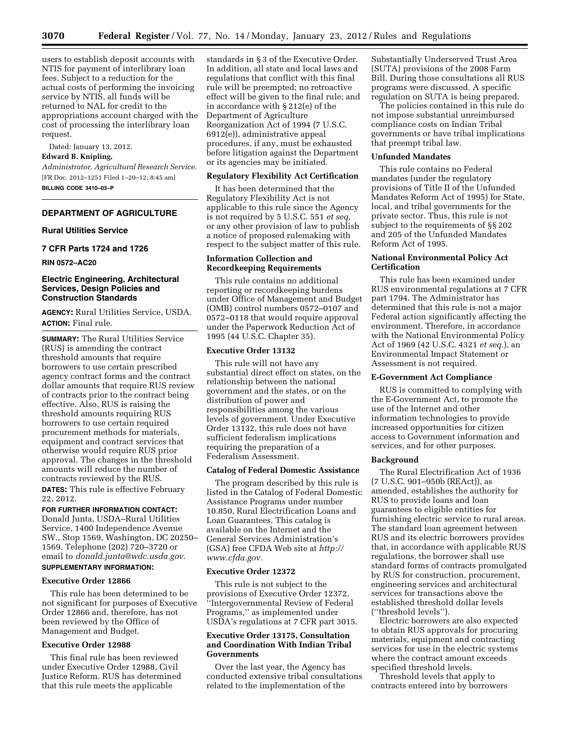users to establish deposit accounts with NTIS for payment of interlibrary loan fees. Subject to a reduction for the actual costs of performing the invoicing service by NTIS, all funds will be returned to NAL for credit to the appropriations account charged with the cost of processing the interlibrary loan request.

Dated: January 13, 2012.

**Edward B. Knipling,**

*Administrator, Agricultural Research Service.*

[FR Doc. 2012–1251 Filed 1–20–12; 8:45 am]

**BILLING CODE 3410–03–P**

---

## DEPARTMENT OF AGRICULTURE

### Rural Utilities Service

### 7 CFR Parts 1724 and 1726

**RIN 0572–AC20**

### Electric Engineering, Architectural Services, Design Policies and Construction Standards

**AGENCY:** Rural Utilities Service, USDA.

**ACTION:** Final rule.

---

**SUMMARY:** The Rural Utilities Service (RUS) is amending the contract threshold amounts that require borrowers to use certain prescribed agency contract forms and the contract dollar amounts that require RUS review of contracts prior to the contract being effective. Also, RUS is raising the threshold amounts requiring RUS borrowers to use certain required procurement methods for materials, equipment and contract services that otherwise would require RUS prior approval. The changes in the threshold amounts will reduce the number of contracts reviewed by the RUS.

**DATES:** This rule is effective February 22, 2012.

**FOR FURTHER INFORMATION CONTACT:** Donald Junta, USDA–Rural Utilities Service, 1400 Independence Avenue SW., Stop 1569, Washington, DC 20250–1569. Telephone (202) 720–3720 or email to *donald.junta@wdc.usda.gov.*

**SUPPLEMENTARY INFORMATION:**

#### Executive Order 12866

This rule has been determined to be not significant for purposes of Executive Order 12866 and, therefore, has not been reviewed by the Office of Management and Budget.

#### Executive Order 12988

This final rule has been reviewed under Executive Order 12988, Civil Justice Reform. RUS has determined that this rule meets the applicable standards in § 3 of the Executive Order. In addition, all state and local laws and regulations that conflict with this final rule will be preempted; no retroactive effect will be given to the final rule; and in accordance with § 212(e) of the Department of Agriculture Reorganization Act of 1994 (7 U.S.C. 6912(e)), administrative appeal procedures, if any, must be exhausted before litigation against the Department or its agencies may be initiated.

#### Regulatory Flexibility Act Certification

It has been determined that the Regulatory Flexibility Act is not applicable to this rule since the Agency is not required by 5 U.S.C. 551 *et seq,* or any other provision of law to publish a notice of proposed rulemaking with respect to the subject matter of this rule.

#### Information Collection and Recordkeeping Requirements

This rule contains no additional reporting or recordkeeping burdens under Office of Management and Budget (OMB) control numbers 0572–0107 and 0572–0118 that would require approval under the Paperwork Reduction Act of 1995 (44 U.S.C. Chapter 35).

#### Executive Order 13132

This rule will not have any substantial direct effect on states, on the relationship between the national government and the states, or on the distribution of power and responsibilities among the various levels of government. Under Executive Order 13132, this rule does not have sufficient federalism implications requiring the preparation of a Federalism Assessment.

#### Catalog of Federal Domestic Assistance

The program described by this rule is listed in the Catalog of Federal Domestic Assistance Programs under number 10.850, Rural Electrification Loans and Loan Guarantees. This catalog is available on the Internet and the General Services Administration's (GSA) free CFDA Web site at *http://www.cfda.gov.*

#### Executive Order 12372

This rule is not subject to the provisions of Executive Order 12372, ''Intergovernmental Review of Federal Programs,'' as implemented under USDA's regulations at 7 CFR part 3015.

#### Executive Order 13175, Consultation and Coordination With Indian Tribal Governments

Over the last year, the Agency has conducted extensive tribal consultations related to the implementation of the Substantially Underserved Trust Area (SUTA) provisions of the 2008 Farm Bill. During those consultations all RUS programs were discussed. A specific regulation on SUTA is being prepared.

The policies contained in this rule do not impose substantial unreimbursed compliance costs on Indian Tribal governments or have tribal implications that preempt tribal law.

#### Unfunded Mandates

This rule contains no Federal mandates (under the regulatory provisions of Title II of the Unfunded Mandates Reform Act of 1995) for State, local, and tribal governments for the private sector. Thus, this rule is not subject to the requirements of §§ 202 and 205 of the Unfunded Mandates Reform Act of 1995.

#### National Environmental Policy Act Certification

This rule has been examined under RUS environmental regulations at 7 CFR part 1794. The Administrator has determined that this rule is not a major Federal action significantly affecting the environment. Therefore, in accordance with the National Environmental Policy Act of 1969 (42 U.S.C. 4321 *et seq.*), an Environmental Impact Statement or Assessment is not required.

#### E-Government Act Compliance

RUS is committed to complying with the E-Government Act, to promote the use of the Internet and other information technologies to provide increased opportunities for citizen access to Government information and services, and for other purposes.

#### Background

The Rural Electrification Act of 1936 (7 U.S.C. 901–950b (REAct)), as amended, establishes the authority for RUS to provide loans and loan guarantees to eligible entities for furnishing electric service to rural areas. The standard loan agreement between RUS and its electric borrowers provides that, in accordance with applicable RUS regulations, the borrower shall use standard forms of contracts promulgated by RUS for construction, procurement, engineering services and architectural services for transactions above the established threshold dollar levels (''threshold levels'').

Electric borrowers are also expected to obtain RUS approvals for procuring materials, equipment and contracting services for use in the electric systems where the contract amount exceeds specified threshold levels.

Threshold levels that apply to contracts entered into by borrowers